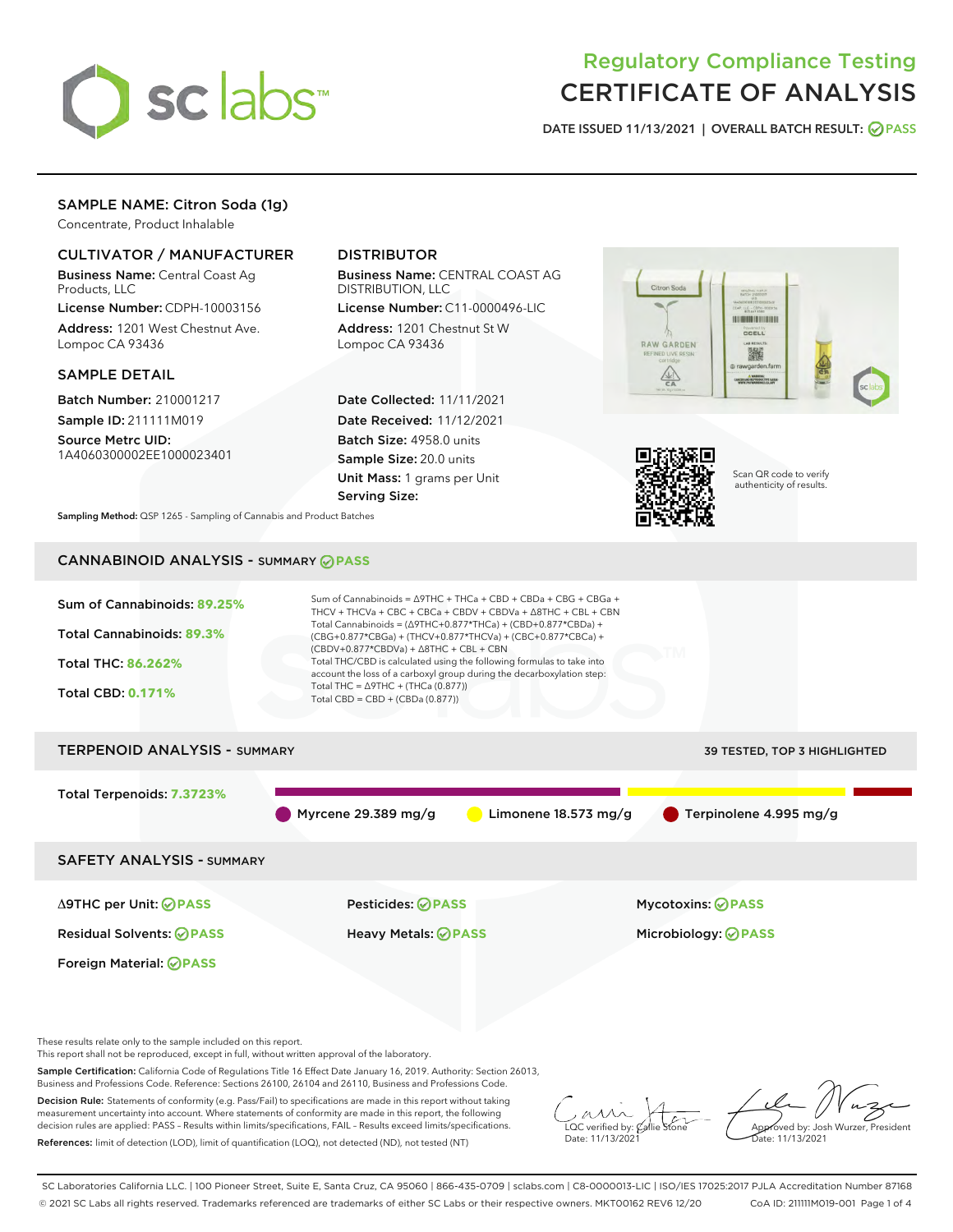# Regulatory Compliance Testing
# CERTIFICATE OF ANALYSIS

DATE ISSUED 11/13/2021 | OVERALL BATCH RESULT: PASS

## SAMPLE NAME: Citron Soda (1g)

Concentrate, Product Inhalable

### CULTIVATOR / MANUFACTURER

**Business Name:** Central Coast Ag Products, LLC

**License Number:** CDPH-10003156

**Address:** 1201 West Chestnut Ave. Lompoc CA 93436

### DISTRIBUTOR

**Business Name:** CENTRAL COAST AG DISTRIBUTION, LLC

**License Number:** C11-0000496-LIC

**Address:** 1201 Chestnut St W Lompoc CA 93436

### SAMPLE DETAIL

**Batch Number:** 210001217

**Sample ID:** 211111M019

**Source Metrc UID:** 1A4060300002EE1000023401

**Date Collected:** 11/11/2021

**Date Received:** 11/12/2021

**Batch Size:** 4958.0 units

**Sample Size:** 20.0 units

**Unit Mass:** 1 grams per Unit

**Serving Size:**

Scan QR code to verify authenticity of results.

**Sampling Method:** QSP 1265 - Sampling of Cannabis and Product Batches

## CANNABINOID ANALYSIS - SUMMARY PASS

Sum of Cannabinoids: **89.25%**

Total Cannabinoids: **89.3%**

Total THC: **86.262%**

Total CBD: **0.171%**

Sum of Cannabinoids = Δ9THC + THCa + CBD + CBDa + CBG + CBGa + THCV + THCVa + CBC + CBCa + CBDV + CBDVa + Δ8THC + CBL + CBN

Total Cannabinoids = (Δ9THC+0.877*THCa) + (CBD+0.877*CBDa) + (CBG+0.877*CBGa) + (THCV+0.877*THCVa) + (CBC+0.877*CBCa) + (CBDV+0.877*CBDVa) + Δ8THC + CBL + CBN

Total THC/CBD is calculated using the following formulas to take into account the loss of a carboxyl group during the decarboxylation step:

Total THC = Δ9THC + (THCa (0.877))

Total CBD = CBD + (CBDa (0.877))

## TERPENOID ANALYSIS - SUMMARY

39 TESTED, TOP 3 HIGHLIGHTED

Total Terpenoids: **7.3723%**

Myrcene 29.389 mg/g | Limonene 18.573 mg/g | Terpinolene 4.995 mg/g

## SAFETY ANALYSIS - SUMMARY

| | | |
|---|---|---|
| Δ9THC per Unit: PASS | Pesticides: PASS | Mycotoxins: PASS |
| Residual Solvents: PASS | Heavy Metals: PASS | Microbiology: PASS |
| Foreign Material: PASS | | |

These results relate only to the sample included on this report.

This report shall not be reproduced, except in full, without written approval of the laboratory.

**Sample Certification:** California Code of Regulations Title 16 Effect Date January 16, 2019. Authority: Section 26013, Business and Professions Code. Reference: Sections 26100, 26104 and 26110, Business and Professions Code.

**Decision Rule:** Statements of conformity (e.g. Pass/Fail) to specifications are made in this report without taking measurement uncertainty into account. Where statements of conformity are made in this report, the following decision rules are applied: PASS – Results within limits/specifications, FAIL – Results exceed limits/specifications.

**References:** limit of detection (LOD), limit of quantification (LOQ), not detected (ND), not tested (NT)

LQC verified by: Callie Stone
Date: 11/13/2021

Approved by: Josh Wurzer, President
Date: 11/13/2021

SC Laboratories California LLC. | 100 Pioneer Street, Suite E, Santa Cruz, CA 95060 | 866-435-0709 | sclabs.com | C8-0000013-LIC | ISO/IES 17025:2017 PJLA Accreditation Number 87168

© 2021 SC Labs all rights reserved. Trademarks referenced are trademarks of either SC Labs or their respective owners. MKT00162 REV6 12/20 CoA ID: 211111M019-001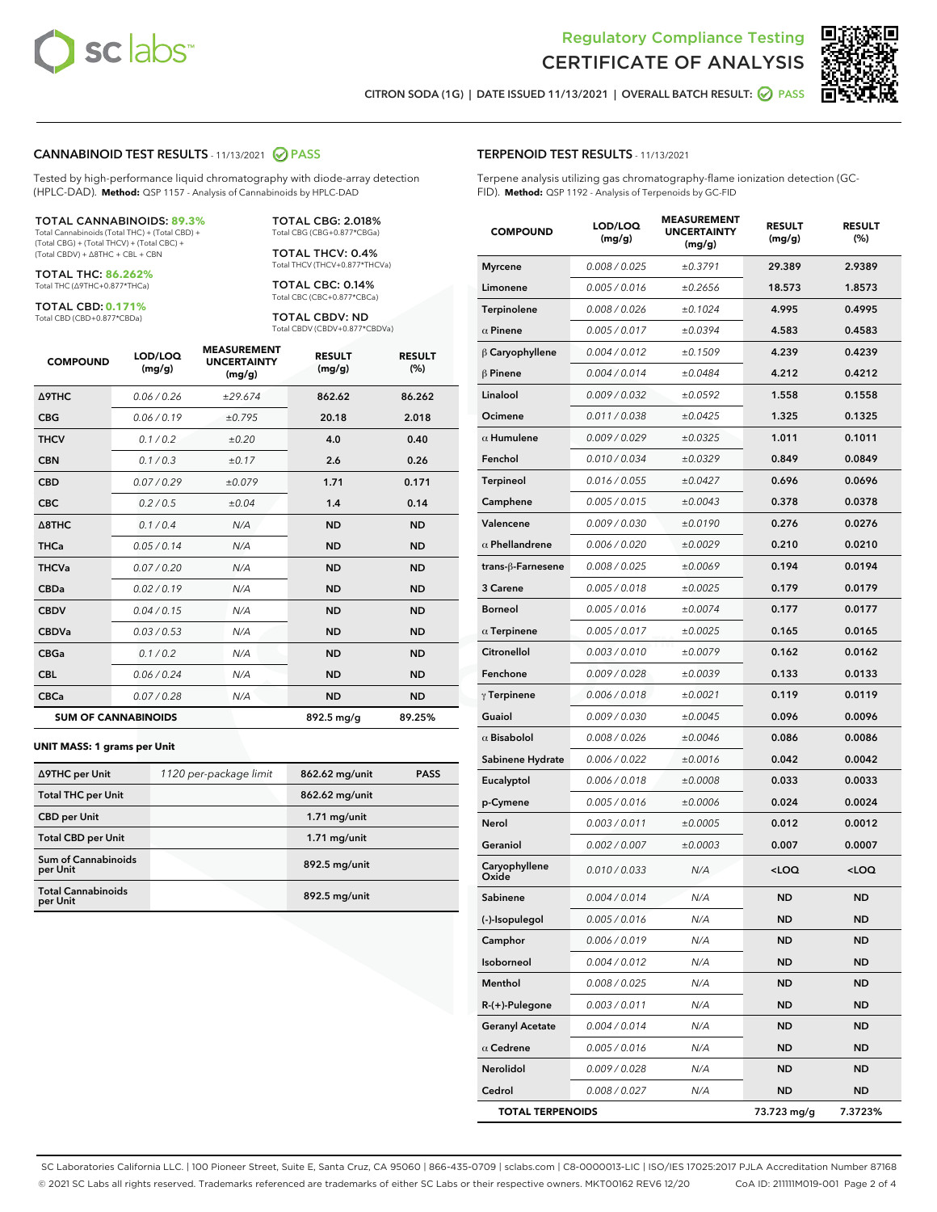# Regulatory Compliance Testing
# CERTIFICATE OF ANALYSIS

CITRON SODA (1G) | DATE ISSUED 11/13/2021 | OVERALL BATCH RESULT: PASS

## CANNABINOID TEST RESULTS - 11/13/2021 PASS

Tested by high-performance liquid chromatography with diode-array detection (HPLC-DAD). **Method:** QSP 1157 - Analysis of Cannabinoids by HPLC-DAD

**TOTAL CANNABINOIDS: 89.3%**
Total Cannabinoids (Total THC) + (Total CBD) + (Total CBG) + (Total THCV) + (Total CBC) + (Total CBDV) + Δ8THC + CBL + CBN

**TOTAL THC: 86.262%**
Total THC (Δ9THC+0.877*THCa)

**TOTAL CBD: 0.171%**
Total CBD (CBD+0.877*CBDa)

**TOTAL CBG: 2.018%**
Total CBG (CBG+0.877*CBGa)

**TOTAL THCV: 0.4%**
Total THCV (THCV+0.877*THCVa)

**TOTAL CBC: 0.14%**
Total CBC (CBC+0.877*CBCa)

**TOTAL CBDV: ND**
Total CBDV (CBDV+0.877*CBDVa)

| COMPOUND | LOD/LOQ (mg/g) | MEASUREMENT UNCERTAINTY (mg/g) | RESULT (mg/g) | RESULT (%) |
|---|---|---|---|---|
| Δ9THC | 0.06 / 0.26 | ±29.674 | 862.62 | 86.262 |
| CBG | 0.06 / 0.19 | ±0.795 | 20.18 | 2.018 |
| THCV | 0.1 / 0.2 | ±0.20 | 4.0 | 0.40 |
| CBN | 0.1 / 0.3 | ±0.17 | 2.6 | 0.26 |
| CBD | 0.07 / 0.29 | ±0.079 | 1.71 | 0.171 |
| CBC | 0.2 / 0.5 | ±0.04 | 1.4 | 0.14 |
| Δ8THC | 0.1 / 0.4 | N/A | ND | ND |
| THCa | 0.05 / 0.14 | N/A | ND | ND |
| THCVa | 0.07 / 0.20 | N/A | ND | ND |
| CBDa | 0.02 / 0.19 | N/A | ND | ND |
| CBDV | 0.04 / 0.15 | N/A | ND | ND |
| CBDVa | 0.03 / 0.53 | N/A | ND | ND |
| CBGa | 0.1 / 0.2 | N/A | ND | ND |
| CBL | 0.06 / 0.24 | N/A | ND | ND |
| CBCa | 0.07 / 0.28 | N/A | ND | ND |
| **SUM OF CANNABINOIDS** | | | 892.5 mg/g | 89.25% |

**UNIT MASS: 1 grams per Unit**

| | | | |
|---|---|---|---|
| Δ9THC per Unit | 1120 per-package limit | 862.62 mg/unit | PASS |
| Total THC per Unit | | 862.62 mg/unit | |
| CBD per Unit | | 1.71 mg/unit | |
| Total CBD per Unit | | 1.71 mg/unit | |
| Sum of Cannabinoids per Unit | | 892.5 mg/unit | |
| Total Cannabinoids per Unit | | 892.5 mg/unit | |

## TERPENOID TEST RESULTS - 11/13/2021

Terpene analysis utilizing gas chromatography-flame ionization detection (GC-FID). **Method:** QSP 1192 - Analysis of Terpenoids by GC-FID

| COMPOUND | LOD/LOQ (mg/g) | MEASUREMENT UNCERTAINTY (mg/g) | RESULT (mg/g) | RESULT (%) |
|---|---|---|---|---|
| Myrcene | 0.008 / 0.025 | ±0.3791 | 29.389 | 2.9389 |
| Limonene | 0.005 / 0.016 | ±0.2656 | 18.573 | 1.8573 |
| Terpinolene | 0.008 / 0.026 | ±0.1024 | 4.995 | 0.4995 |
| α Pinene | 0.005 / 0.017 | ±0.0394 | 4.583 | 0.4583 |
| β Caryophyllene | 0.004 / 0.012 | ±0.1509 | 4.239 | 0.4239 |
| β Pinene | 0.004 / 0.014 | ±0.0484 | 4.212 | 0.4212 |
| Linalool | 0.009 / 0.032 | ±0.0592 | 1.558 | 0.1558 |
| Ocimene | 0.011 / 0.038 | ±0.0425 | 1.325 | 0.1325 |
| α Humulene | 0.009 / 0.029 | ±0.0325 | 1.011 | 0.1011 |
| Fenchol | 0.010 / 0.034 | ±0.0329 | 0.849 | 0.0849 |
| Terpineol | 0.016 / 0.055 | ±0.0427 | 0.696 | 0.0696 |
| Camphene | 0.005 / 0.015 | ±0.0043 | 0.378 | 0.0378 |
| Valencene | 0.009 / 0.030 | ±0.0190 | 0.276 | 0.0276 |
| α Phellandrene | 0.006 / 0.020 | ±0.0029 | 0.210 | 0.0210 |
| trans-β-Farnesene | 0.008 / 0.025 | ±0.0069 | 0.194 | 0.0194 |
| 3 Carene | 0.005 / 0.018 | ±0.0025 | 0.179 | 0.0179 |
| Borneol | 0.005 / 0.016 | ±0.0074 | 0.177 | 0.0177 |
| α Terpinene | 0.005 / 0.017 | ±0.0025 | 0.165 | 0.0165 |
| Citronellol | 0.003 / 0.010 | ±0.0079 | 0.162 | 0.0162 |
| Fenchone | 0.009 / 0.028 | ±0.0039 | 0.133 | 0.0133 |
| γ Terpinene | 0.006 / 0.018 | ±0.0021 | 0.119 | 0.0119 |
| Guaiol | 0.009 / 0.030 | ±0.0045 | 0.096 | 0.0096 |
| α Bisabolol | 0.008 / 0.026 | ±0.0046 | 0.086 | 0.0086 |
| Sabinene Hydrate | 0.006 / 0.022 | ±0.0016 | 0.042 | 0.0042 |
| Eucalyptol | 0.006 / 0.018 | ±0.0008 | 0.033 | 0.0033 |
| p-Cymene | 0.005 / 0.016 | ±0.0006 | 0.024 | 0.0024 |
| Nerol | 0.003 / 0.011 | ±0.0005 | 0.012 | 0.0012 |
| Geraniol | 0.002 / 0.007 | ±0.0003 | 0.007 | 0.0007 |
| Caryophyllene Oxide | 0.010 / 0.033 | N/A | <LOQ | <LOQ |
| Sabinene | 0.004 / 0.014 | N/A | ND | ND |
| (-)-Isopulegol | 0.005 / 0.016 | N/A | ND | ND |
| Camphor | 0.006 / 0.019 | N/A | ND | ND |
| Isoborneol | 0.004 / 0.012 | N/A | ND | ND |
| Menthol | 0.008 / 0.025 | N/A | ND | ND |
| R-(+)-Pulegone | 0.003 / 0.011 | N/A | ND | ND |
| Geranyl Acetate | 0.004 / 0.014 | N/A | ND | ND |
| α Cedrene | 0.005 / 0.016 | N/A | ND | ND |
| Nerolidol | 0.009 / 0.028 | N/A | ND | ND |
| Cedrol | 0.008 / 0.027 | N/A | ND | ND |
| **TOTAL TERPENOIDS** | | | 73.723 mg/g | 7.3723% |

SC Laboratories California LLC. | 100 Pioneer Street, Suite E, Santa Cruz, CA 95060 | 866-435-0709 | sclabs.com | C8-0000013-LIC | ISO/IES 17025:2017 PJLA Accreditation Number 87168
© 2021 SC Labs all rights reserved. Trademarks referenced are trademarks of either SC Labs or their respective owners. MKT00162 REV6 12/20 CoA ID: 211111M019-001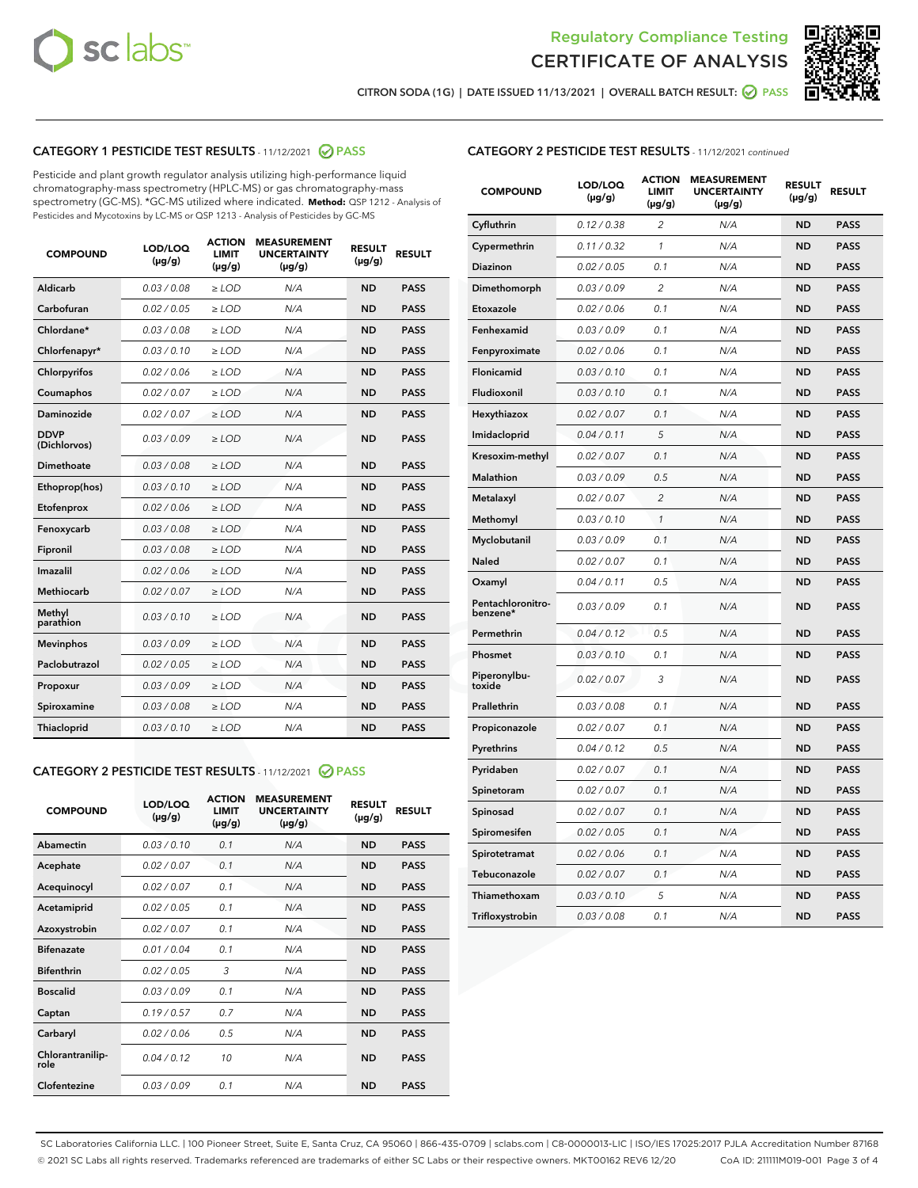Regulatory Compliance Testing
CERTIFICATE OF ANALYSIS

CITRON SODA (1G) | DATE ISSUED 11/13/2021 | OVERALL BATCH RESULT: PASS

## CATEGORY 1 PESTICIDE TEST RESULTS - 11/12/2021 PASS

Pesticide and plant growth regulator analysis utilizing high-performance liquid chromatography-mass spectrometry (HPLC-MS) or gas chromatography-mass spectrometry (GC-MS). *GC-MS utilized where indicated. **Method:** QSP 1212 - Analysis of Pesticides and Mycotoxins by LC-MS or QSP 1213 - Analysis of Pesticides by GC-MS

| COMPOUND | LOD/LOQ (µg/g) | ACTION LIMIT (µg/g) | MEASUREMENT UNCERTAINTY (µg/g) | RESULT (µg/g) | RESULT |
|---|---|---|---|---|---|
| Aldicarb | 0.03 / 0.08 | ≥ LOD | N/A | ND | PASS |
| Carbofuran | 0.02 / 0.05 | ≥ LOD | N/A | ND | PASS |
| Chlordane* | 0.03 / 0.08 | ≥ LOD | N/A | ND | PASS |
| Chlorfenapyr* | 0.03 / 0.10 | ≥ LOD | N/A | ND | PASS |
| Chlorpyrifos | 0.02 / 0.06 | ≥ LOD | N/A | ND | PASS |
| Coumaphos | 0.02 / 0.07 | ≥ LOD | N/A | ND | PASS |
| Daminozide | 0.02 / 0.07 | ≥ LOD | N/A | ND | PASS |
| DDVP (Dichlorvos) | 0.03 / 0.09 | ≥ LOD | N/A | ND | PASS |
| Dimethoate | 0.03 / 0.08 | ≥ LOD | N/A | ND | PASS |
| Ethoprop(hos) | 0.03 / 0.10 | ≥ LOD | N/A | ND | PASS |
| Etofenprox | 0.02 / 0.06 | ≥ LOD | N/A | ND | PASS |
| Fenoxycarb | 0.03 / 0.08 | ≥ LOD | N/A | ND | PASS |
| Fipronil | 0.03 / 0.08 | ≥ LOD | N/A | ND | PASS |
| Imazalil | 0.02 / 0.06 | ≥ LOD | N/A | ND | PASS |
| Methiocarb | 0.02 / 0.07 | ≥ LOD | N/A | ND | PASS |
| Methyl parathion | 0.03 / 0.10 | ≥ LOD | N/A | ND | PASS |
| Mevinphos | 0.03 / 0.09 | ≥ LOD | N/A | ND | PASS |
| Paclobutrazol | 0.02 / 0.05 | ≥ LOD | N/A | ND | PASS |
| Propoxur | 0.03 / 0.09 | ≥ LOD | N/A | ND | PASS |
| Spiroxamine | 0.03 / 0.08 | ≥ LOD | N/A | ND | PASS |
| Thiacloprid | 0.03 / 0.10 | ≥ LOD | N/A | ND | PASS |

## CATEGORY 2 PESTICIDE TEST RESULTS - 11/12/2021 PASS

| COMPOUND | LOD/LOQ (µg/g) | ACTION LIMIT (µg/g) | MEASUREMENT UNCERTAINTY (µg/g) | RESULT (µg/g) | RESULT |
|---|---|---|---|---|---|
| Abamectin | 0.03 / 0.10 | 0.1 | N/A | ND | PASS |
| Acephate | 0.02 / 0.07 | 0.1 | N/A | ND | PASS |
| Acequinocyl | 0.02 / 0.07 | 0.1 | N/A | ND | PASS |
| Acetamiprid | 0.02 / 0.05 | 0.1 | N/A | ND | PASS |
| Azoxystrobin | 0.02 / 0.07 | 0.1 | N/A | ND | PASS |
| Bifenazate | 0.01 / 0.04 | 0.1 | N/A | ND | PASS |
| Bifenthrin | 0.02 / 0.05 | 3 | N/A | ND | PASS |
| Boscalid | 0.03 / 0.09 | 0.1 | N/A | ND | PASS |
| Captan | 0.19 / 0.57 | 0.7 | N/A | ND | PASS |
| Carbaryl | 0.02 / 0.06 | 0.5 | N/A | ND | PASS |
| Chlorantraniliprole | 0.04 / 0.12 | 10 | N/A | ND | PASS |
| Clofentezine | 0.03 / 0.09 | 0.1 | N/A | ND | PASS |
| Cyfluthrin | 0.12 / 0.38 | 2 | N/A | ND | PASS |
| Cypermethrin | 0.11 / 0.32 | 1 | N/A | ND | PASS |
| Diazinon | 0.02 / 0.05 | 0.1 | N/A | ND | PASS |
| Dimethomorph | 0.03 / 0.09 | 2 | N/A | ND | PASS |
| Etoxazole | 0.02 / 0.06 | 0.1 | N/A | ND | PASS |
| Fenhexamid | 0.03 / 0.09 | 0.1 | N/A | ND | PASS |
| Fenpyroximate | 0.02 / 0.06 | 0.1 | N/A | ND | PASS |
| Flonicamid | 0.03 / 0.10 | 0.1 | N/A | ND | PASS |
| Fludioxonil | 0.03 / 0.10 | 0.1 | N/A | ND | PASS |
| Hexythiazox | 0.02 / 0.07 | 0.1 | N/A | ND | PASS |
| Imidacloprid | 0.04 / 0.11 | 5 | N/A | ND | PASS |
| Kresoxim-methyl | 0.02 / 0.07 | 0.1 | N/A | ND | PASS |
| Malathion | 0.03 / 0.09 | 0.5 | N/A | ND | PASS |
| Metalaxyl | 0.02 / 0.07 | 2 | N/A | ND | PASS |
| Methomyl | 0.03 / 0.10 | 1 | N/A | ND | PASS |
| Myclobutanil | 0.03 / 0.09 | 0.1 | N/A | ND | PASS |
| Naled | 0.02 / 0.07 | 0.1 | N/A | ND | PASS |
| Oxamyl | 0.04 / 0.11 | 0.5 | N/A | ND | PASS |
| Pentachloronitrobenzene* | 0.03 / 0.09 | 0.1 | N/A | ND | PASS |
| Permethrin | 0.04 / 0.12 | 0.5 | N/A | ND | PASS |
| Phosmet | 0.03 / 0.10 | 0.1 | N/A | ND | PASS |
| Piperonylbutoxide | 0.02 / 0.07 | 3 | N/A | ND | PASS |
| Prallethrin | 0.03 / 0.08 | 0.1 | N/A | ND | PASS |
| Propiconazole | 0.02 / 0.07 | 0.1 | N/A | ND | PASS |
| Pyrethrins | 0.04 / 0.12 | 0.5 | N/A | ND | PASS |
| Pyridaben | 0.02 / 0.07 | 0.1 | N/A | ND | PASS |
| Spinetoram | 0.02 / 0.07 | 0.1 | N/A | ND | PASS |
| Spinosad | 0.02 / 0.07 | 0.1 | N/A | ND | PASS |
| Spiromesifen | 0.02 / 0.05 | 0.1 | N/A | ND | PASS |
| Spirotetramat | 0.02 / 0.06 | 0.1 | N/A | ND | PASS |
| Tebuconazole | 0.02 / 0.07 | 0.1 | N/A | ND | PASS |
| Thiamethoxam | 0.03 / 0.10 | 5 | N/A | ND | PASS |
| Trifloxystrobin | 0.03 / 0.08 | 0.1 | N/A | ND | PASS |

SC Laboratories California LLC. | 100 Pioneer Street, Suite E, Santa Cruz, CA 95060 | 866-435-0709 | sclabs.com | C8-0000013-LIC | ISO/IES 17025:2017 PJLA Accreditation Number 87168
© 2021 SC Labs all rights reserved. Trademarks referenced are trademarks of either SC Labs or their respective owners. MKT00162 REV6 12/20 CoA ID: 211111M019-001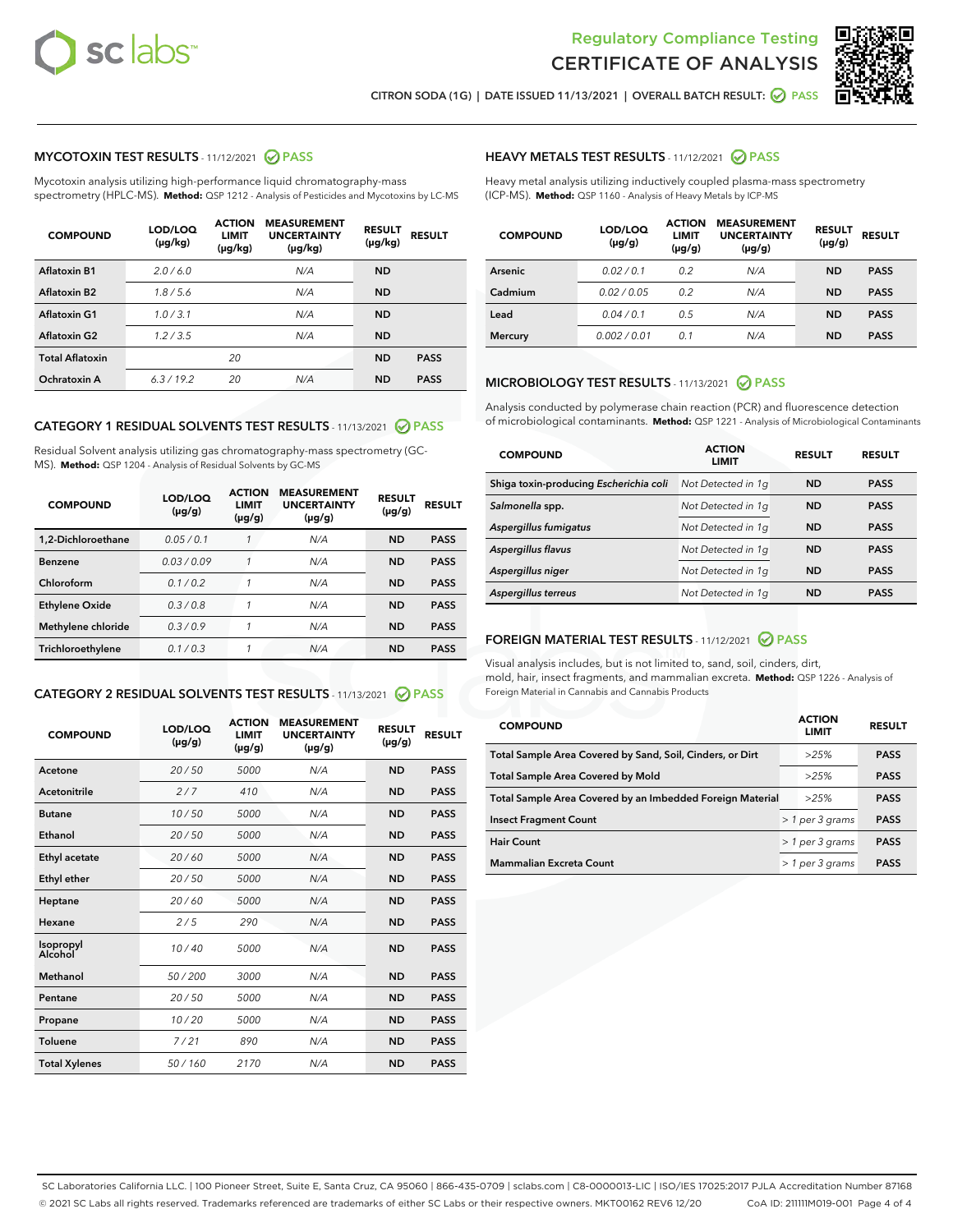Regulatory Compliance Testing
CERTIFICATE OF ANALYSIS

CITRON SODA (1G) | DATE ISSUED 11/13/2021 | OVERALL BATCH RESULT: PASS

## MYCOTOXIN TEST RESULTS - 11/12/2021 PASS

Mycotoxin analysis utilizing high-performance liquid chromatography-mass spectrometry (HPLC-MS). **Method:** QSP 1212 - Analysis of Pesticides and Mycotoxins by LC-MS

| COMPOUND | LOD/LOQ (µg/kg) | ACTION LIMIT (µg/kg) | MEASUREMENT UNCERTAINTY (µg/kg) | RESULT (µg/kg) | RESULT |
|---|---|---|---|---|---|
| Aflatoxin B1 | 2.0 / 6.0 | | N/A | ND | |
| Aflatoxin B2 | 1.8 / 5.6 | | N/A | ND | |
| Aflatoxin G1 | 1.0 / 3.1 | | N/A | ND | |
| Aflatoxin G2 | 1.2 / 3.5 | | N/A | ND | |
| Total Aflatoxin | | 20 | | ND | PASS |
| Ochratoxin A | 6.3 / 19.2 | 20 | N/A | ND | PASS |

## CATEGORY 1 RESIDUAL SOLVENTS TEST RESULTS - 11/13/2021 PASS

Residual Solvent analysis utilizing gas chromatography-mass spectrometry (GC-MS). **Method:** QSP 1204 - Analysis of Residual Solvents by GC-MS

| COMPOUND | LOD/LOQ (µg/g) | ACTION LIMIT (µg/g) | MEASUREMENT UNCERTAINTY (µg/g) | RESULT (µg/g) | RESULT |
|---|---|---|---|---|---|
| 1,2-Dichloroethane | 0.05 / 0.1 | 1 | N/A | ND | PASS |
| Benzene | 0.03 / 0.09 | 1 | N/A | ND | PASS |
| Chloroform | 0.1 / 0.2 | 1 | N/A | ND | PASS |
| Ethylene Oxide | 0.3 / 0.8 | 1 | N/A | ND | PASS |
| Methylene chloride | 0.3 / 0.9 | 1 | N/A | ND | PASS |
| Trichloroethylene | 0.1 / 0.3 | 1 | N/A | ND | PASS |

## CATEGORY 2 RESIDUAL SOLVENTS TEST RESULTS - 11/13/2021 PASS

| COMPOUND | LOD/LOQ (µg/g) | ACTION LIMIT (µg/g) | MEASUREMENT UNCERTAINTY (µg/g) | RESULT (µg/g) | RESULT |
|---|---|---|---|---|---|
| Acetone | 20 / 50 | 5000 | N/A | ND | PASS |
| Acetonitrile | 2 / 7 | 410 | N/A | ND | PASS |
| Butane | 10 / 50 | 5000 | N/A | ND | PASS |
| Ethanol | 20 / 50 | 5000 | N/A | ND | PASS |
| Ethyl acetate | 20 / 60 | 5000 | N/A | ND | PASS |
| Ethyl ether | 20 / 50 | 5000 | N/A | ND | PASS |
| Heptane | 20 / 60 | 5000 | N/A | ND | PASS |
| Hexane | 2 / 5 | 290 | N/A | ND | PASS |
| Isopropyl Alcohol | 10 / 40 | 5000 | N/A | ND | PASS |
| Methanol | 50 / 200 | 3000 | N/A | ND | PASS |
| Pentane | 20 / 50 | 5000 | N/A | ND | PASS |
| Propane | 10 / 20 | 5000 | N/A | ND | PASS |
| Toluene | 7 / 21 | 890 | N/A | ND | PASS |
| Total Xylenes | 50 / 160 | 2170 | N/A | ND | PASS |

## HEAVY METALS TEST RESULTS - 11/12/2021 PASS

Heavy metal analysis utilizing inductively coupled plasma-mass spectrometry (ICP-MS). **Method:** QSP 1160 - Analysis of Heavy Metals by ICP-MS

| COMPOUND | LOD/LOQ (µg/g) | ACTION LIMIT (µg/g) | MEASUREMENT UNCERTAINTY (µg/g) | RESULT (µg/g) | RESULT |
|---|---|---|---|---|---|
| Arsenic | 0.02 / 0.1 | 0.2 | N/A | ND | PASS |
| Cadmium | 0.02 / 0.05 | 0.2 | N/A | ND | PASS |
| Lead | 0.04 / 0.1 | 0.5 | N/A | ND | PASS |
| Mercury | 0.002 / 0.01 | 0.1 | N/A | ND | PASS |

## MICROBIOLOGY TEST RESULTS - 11/13/2021 PASS

Analysis conducted by polymerase chain reaction (PCR) and fluorescence detection of microbiological contaminants. **Method:** QSP 1221 - Analysis of Microbiological Contaminants

| COMPOUND | ACTION LIMIT | RESULT | RESULT |
|---|---|---|---|
| Shiga toxin-producing *Escherichia coli* | Not Detected in 1g | ND | PASS |
| *Salmonella* spp. | Not Detected in 1g | ND | PASS |
| *Aspergillus fumigatus* | Not Detected in 1g | ND | PASS |
| *Aspergillus flavus* | Not Detected in 1g | ND | PASS |
| *Aspergillus niger* | Not Detected in 1g | ND | PASS |
| *Aspergillus terreus* | Not Detected in 1g | ND | PASS |

## FOREIGN MATERIAL TEST RESULTS - 11/12/2021 PASS

Visual analysis includes, but is not limited to, sand, soil, cinders, dirt, mold, hair, insect fragments, and mammalian excreta. **Method:** QSP 1226 - Analysis of Foreign Material in Cannabis and Cannabis Products

| COMPOUND | ACTION LIMIT | RESULT |
|---|---|---|
| Total Sample Area Covered by Sand, Soil, Cinders, or Dirt | >25% | PASS |
| Total Sample Area Covered by Mold | >25% | PASS |
| Total Sample Area Covered by an Imbedded Foreign Material | >25% | PASS |
| Insect Fragment Count | > 1 per 3 grams | PASS |
| Hair Count | > 1 per 3 grams | PASS |
| Mammalian Excreta Count | > 1 per 3 grams | PASS |

SC Laboratories California LLC. | 100 Pioneer Street, Suite E, Santa Cruz, CA 95060 | 866-435-0709 | sclabs.com | C8-0000013-LIC | ISO/IES 17025:2017 PJLA Accreditation Number 87168
© 2021 SC Labs all rights reserved. Trademarks referenced are trademarks of either SC Labs or their respective owners. MKT00162 REV6 12/20 CoA ID: 211111M019-001